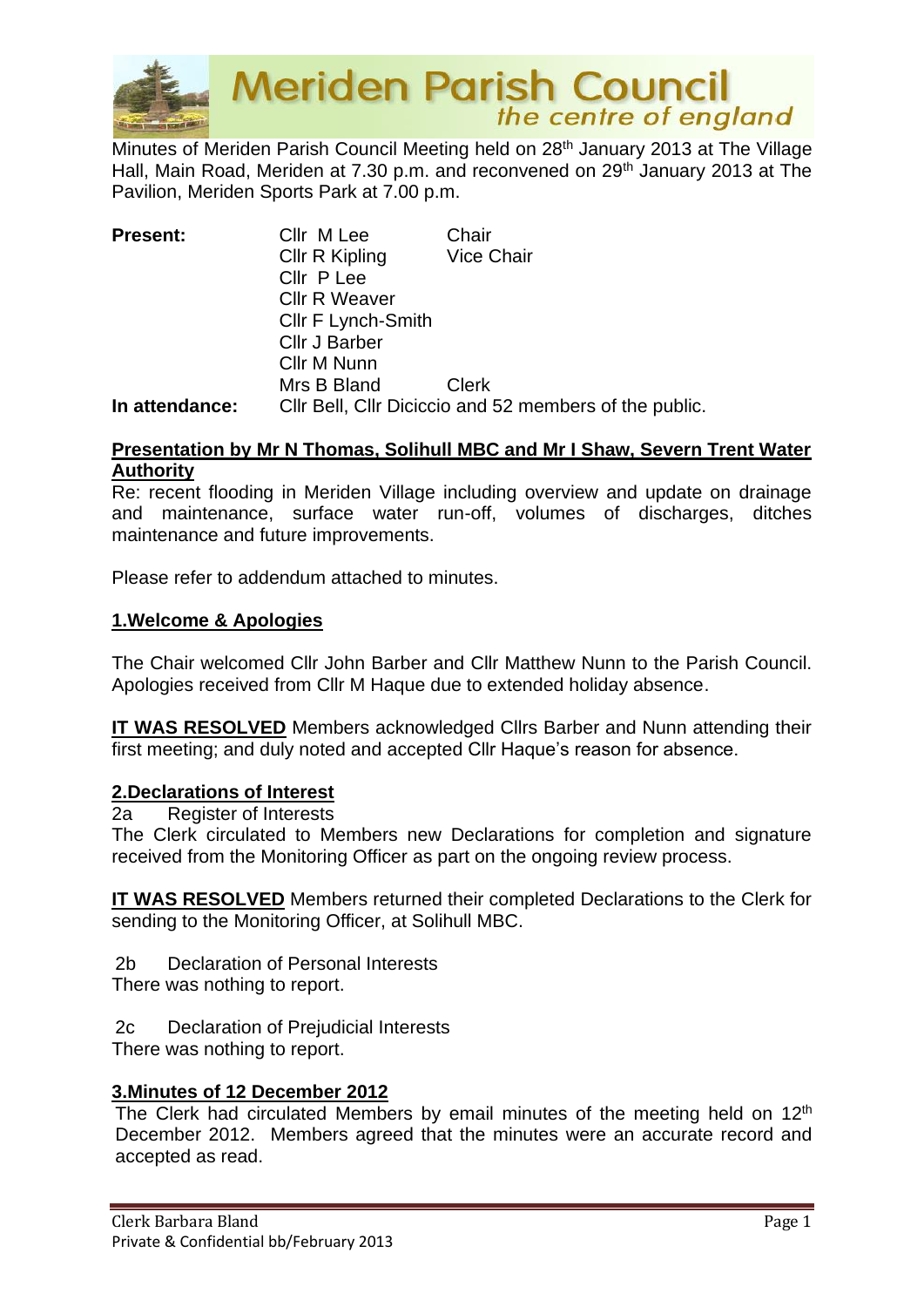# Meriden Parish Council
*the centre of england*

Minutes of Meriden Parish Council Meeting held on 28th January 2013 at The Village Hall, Main Road, Meriden at 7.30 p.m. and reconvened on 29th January 2013 at The Pavilion, Meriden Sports Park at 7.00 p.m.

| | | |
|---|---|---|
| **Present:** | Cllr M Lee | Chair |
| | Cllr R Kipling | Vice Chair |
| | Cllr P Lee | |
| | Cllr R Weaver | |
| | Cllr F Lynch-Smith | |
| | Cllr J Barber | |
| | Cllr M Nunn | |
| | Mrs B Bland | Clerk |
| **In attendance:** | Cllr Bell, Cllr Diciccio and 52 members of the public. | |

**Presentation by Mr N Thomas, Solihull MBC and Mr I Shaw, Severn Trent Water Authority**

Re: recent flooding in Meriden Village including overview and update on drainage and maintenance, surface water run-off, volumes of discharges, ditches maintenance and future improvements.

Please refer to addendum attached to minutes.

**1.Welcome & Apologies**

The Chair welcomed Cllr John Barber and Cllr Matthew Nunn to the Parish Council. Apologies received from Cllr M Haque due to extended holiday absence.

**IT WAS RESOLVED** Members acknowledged Cllrs Barber and Nunn attending their first meeting; and duly noted and accepted Cllr Haque's reason for absence.

**2.Declarations of Interest**

2a Register of Interests

The Clerk circulated to Members new Declarations for completion and signature received from the Monitoring Officer as part on the ongoing review process.

**IT WAS RESOLVED** Members returned their completed Declarations to the Clerk for sending to the Monitoring Officer, at Solihull MBC.

2b Declaration of Personal Interests

There was nothing to report.

2c Declaration of Prejudicial Interests

There was nothing to report.

**3.Minutes of 12 December 2012**

The Clerk had circulated Members by email minutes of the meeting held on 12th December 2012. Members agreed that the minutes were an accurate record and accepted as read.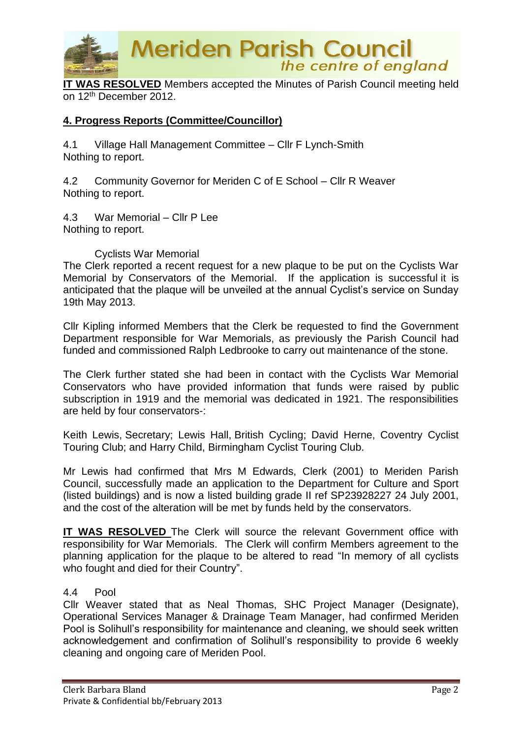**IT WAS RESOLVED** Members accepted the Minutes of Parish Council meeting held on 12th December 2012.

## 4. Progress Reports (Committee/Councillor)

4.1 Village Hall Management Committee – Cllr F Lynch-Smith
Nothing to report.

4.2 Community Governor for Meriden C of E School – Cllr R Weaver
Nothing to report.

4.3 War Memorial – Cllr P Lee
Nothing to report.

Cyclists War Memorial
The Clerk reported a recent request for a new plaque to be put on the Cyclists War Memorial by Conservators of the Memorial. If the application is successful it is anticipated that the plaque will be unveiled at the annual Cyclist's service on Sunday 19th May 2013.

Cllr Kipling informed Members that the Clerk be requested to find the Government Department responsible for War Memorials, as previously the Parish Council had funded and commissioned Ralph Ledbrooke to carry out maintenance of the stone.

The Clerk further stated she had been in contact with the Cyclists War Memorial Conservators who have provided information that funds were raised by public subscription in 1919 and the memorial was dedicated in 1921. The responsibilities are held by four conservators-:

Keith Lewis, Secretary; Lewis Hall, British Cycling; David Herne, Coventry Cyclist Touring Club; and Harry Child, Birmingham Cyclist Touring Club.

Mr Lewis had confirmed that Mrs M Edwards, Clerk (2001) to Meriden Parish Council, successfully made an application to the Department for Culture and Sport (listed buildings) and is now a listed building grade II ref SP23928227 24 July 2001, and the cost of the alteration will be met by funds held by the conservators.

**IT WAS RESOLVED** The Clerk will source the relevant Government office with responsibility for War Memorials. The Clerk will confirm Members agreement to the planning application for the plaque to be altered to read "In memory of all cyclists who fought and died for their Country".

4.4 Pool
Cllr Weaver stated that as Neal Thomas, SHC Project Manager (Designate), Operational Services Manager & Drainage Team Manager, had confirmed Meriden Pool is Solihull's responsibility for maintenance and cleaning, we should seek written acknowledgement and confirmation of Solihull's responsibility to provide 6 weekly cleaning and ongoing care of Meriden Pool.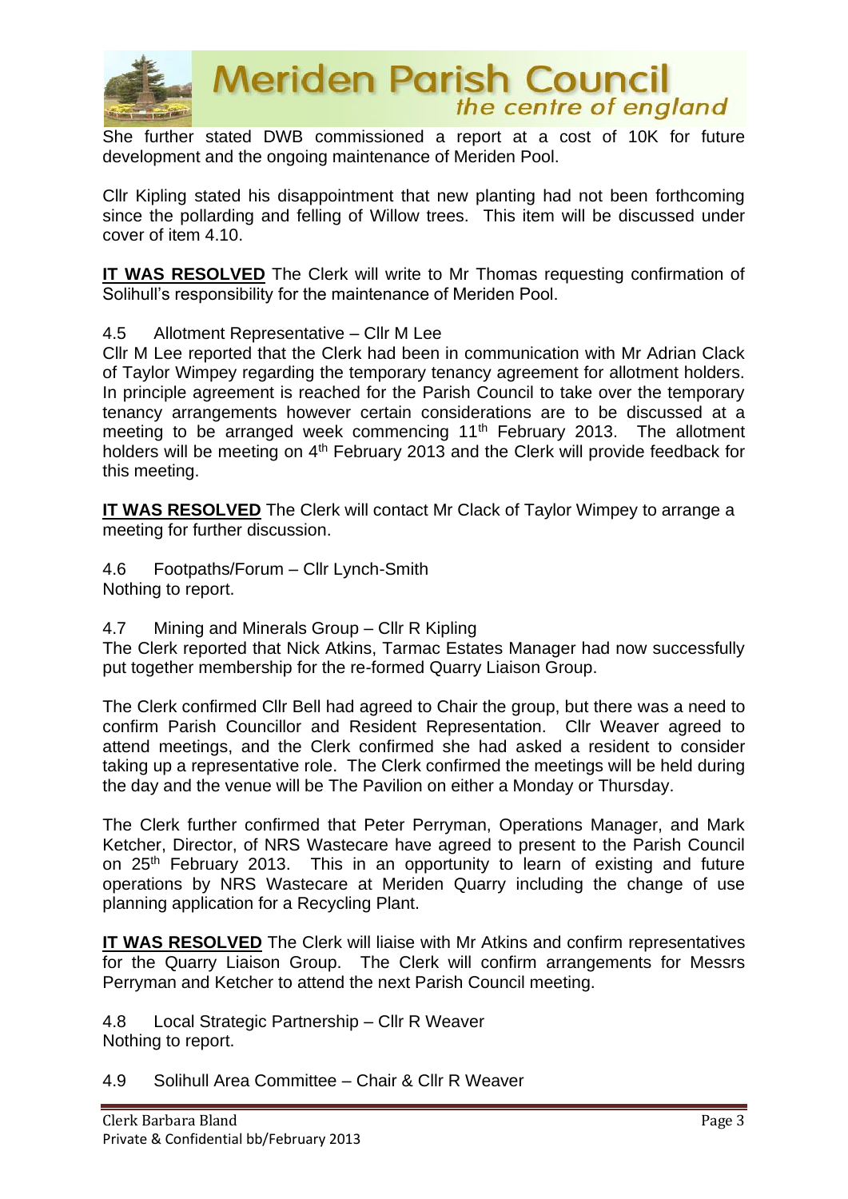She further stated DWB commissioned a report at a cost of 10K for future development and the ongoing maintenance of Meriden Pool.

Cllr Kipling stated his disappointment that new planting had not been forthcoming since the pollarding and felling of Willow trees. This item will be discussed under cover of item 4.10.

**IT WAS RESOLVED** The Clerk will write to Mr Thomas requesting confirmation of Solihull's responsibility for the maintenance of Meriden Pool.

4.5 Allotment Representative – Cllr M Lee

Cllr M Lee reported that the Clerk had been in communication with Mr Adrian Clack of Taylor Wimpey regarding the temporary tenancy agreement for allotment holders. In principle agreement is reached for the Parish Council to take over the temporary tenancy arrangements however certain considerations are to be discussed at a meeting to be arranged week commencing 11th February 2013. The allotment holders will be meeting on 4th February 2013 and the Clerk will provide feedback for this meeting.

**IT WAS RESOLVED** The Clerk will contact Mr Clack of Taylor Wimpey to arrange a meeting for further discussion.

4.6 Footpaths/Forum – Cllr Lynch-Smith

Nothing to report.

4.7 Mining and Minerals Group – Cllr R Kipling

The Clerk reported that Nick Atkins, Tarmac Estates Manager had now successfully put together membership for the re-formed Quarry Liaison Group.

The Clerk confirmed Cllr Bell had agreed to Chair the group, but there was a need to confirm Parish Councillor and Resident Representation. Cllr Weaver agreed to attend meetings, and the Clerk confirmed she had asked a resident to consider taking up a representative role. The Clerk confirmed the meetings will be held during the day and the venue will be The Pavilion on either a Monday or Thursday.

The Clerk further confirmed that Peter Perryman, Operations Manager, and Mark Ketcher, Director, of NRS Wastecare have agreed to present to the Parish Council on 25th February 2013. This in an opportunity to learn of existing and future operations by NRS Wastecare at Meriden Quarry including the change of use planning application for a Recycling Plant.

**IT WAS RESOLVED** The Clerk will liaise with Mr Atkins and confirm representatives for the Quarry Liaison Group. The Clerk will confirm arrangements for Messrs Perryman and Ketcher to attend the next Parish Council meeting.

4.8 Local Strategic Partnership – Cllr R Weaver

Nothing to report.

4.9 Solihull Area Committee – Chair & Cllr R Weaver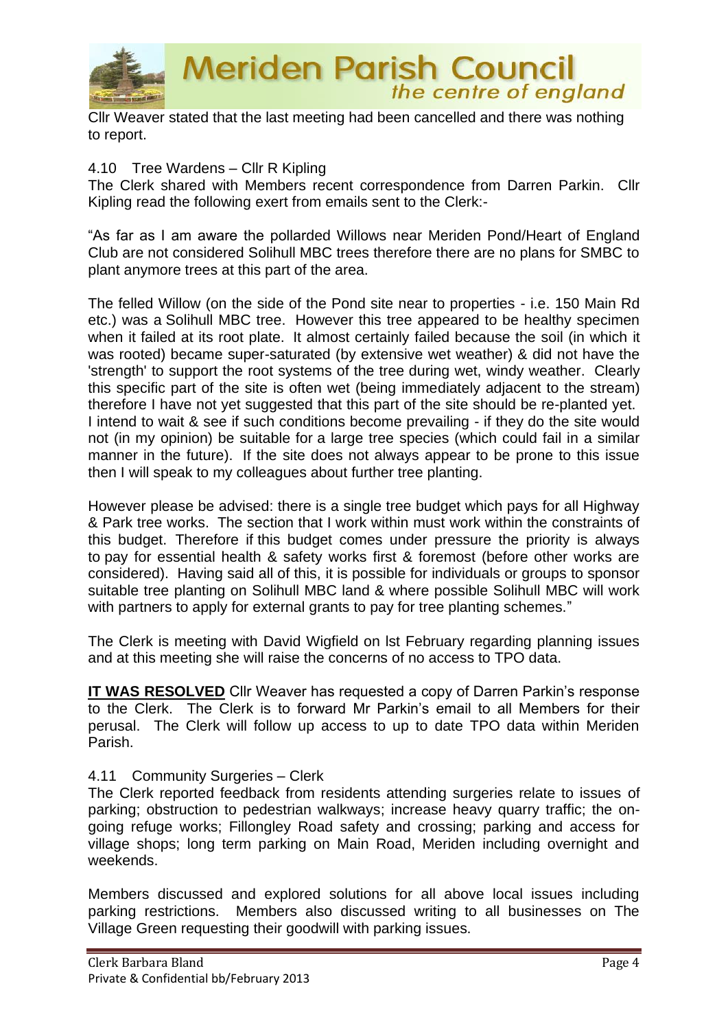Cllr Weaver stated that the last meeting had been cancelled and there was nothing to report.

4.10 Tree Wardens – Cllr R Kipling

The Clerk shared with Members recent correspondence from Darren Parkin. Cllr Kipling read the following exert from emails sent to the Clerk:-

"As far as I am aware the pollarded Willows near Meriden Pond/Heart of England Club are not considered Solihull MBC trees therefore there are no plans for SMBC to plant anymore trees at this part of the area.

The felled Willow (on the side of the Pond site near to properties - i.e. 150 Main Rd etc.) was a Solihull MBC tree. However this tree appeared to be healthy specimen when it failed at its root plate. It almost certainly failed because the soil (in which it was rooted) became super-saturated (by extensive wet weather) & did not have the 'strength' to support the root systems of the tree during wet, windy weather. Clearly this specific part of the site is often wet (being immediately adjacent to the stream) therefore I have not yet suggested that this part of the site should be re-planted yet. I intend to wait & see if such conditions become prevailing - if they do the site would not (in my opinion) be suitable for a large tree species (which could fail in a similar manner in the future). If the site does not always appear to be prone to this issue then I will speak to my colleagues about further tree planting.

However please be advised: there is a single tree budget which pays for all Highway & Park tree works. The section that I work within must work within the constraints of this budget. Therefore if this budget comes under pressure the priority is always to pay for essential health & safety works first & foremost (before other works are considered). Having said all of this, it is possible for individuals or groups to sponsor suitable tree planting on Solihull MBC land & where possible Solihull MBC will work with partners to apply for external grants to pay for tree planting schemes."

The Clerk is meeting with David Wigfield on lst February regarding planning issues and at this meeting she will raise the concerns of no access to TPO data.

**IT WAS RESOLVED** Cllr Weaver has requested a copy of Darren Parkin's response to the Clerk. The Clerk is to forward Mr Parkin's email to all Members for their perusal. The Clerk will follow up access to up to date TPO data within Meriden Parish.

4.11 Community Surgeries – Clerk

The Clerk reported feedback from residents attending surgeries relate to issues of parking; obstruction to pedestrian walkways; increase heavy quarry traffic; the on-going refuge works; Fillongley Road safety and crossing; parking and access for village shops; long term parking on Main Road, Meriden including overnight and weekends.

Members discussed and explored solutions for all above local issues including parking restrictions. Members also discussed writing to all businesses on The Village Green requesting their goodwill with parking issues.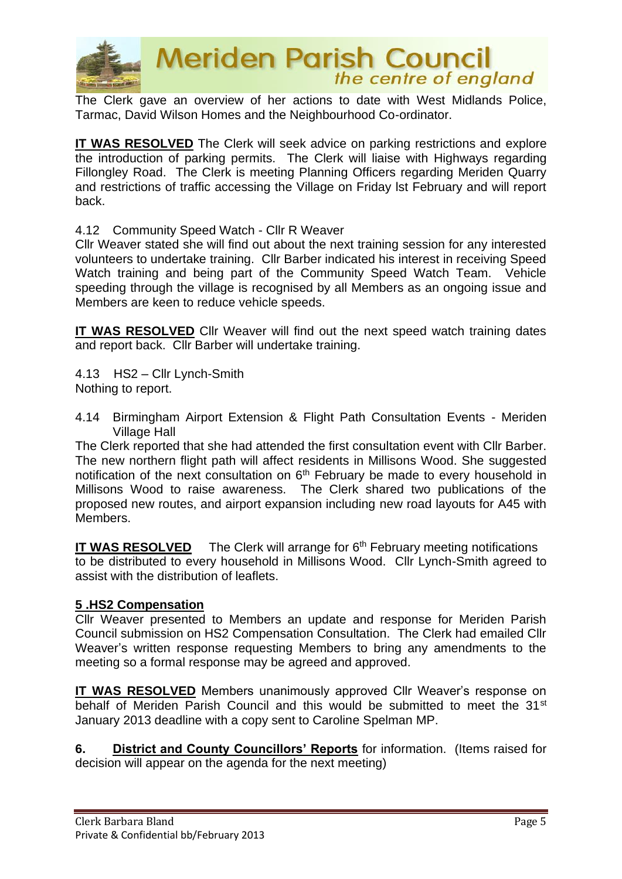The Clerk gave an overview of her actions to date with West Midlands Police, Tarmac, David Wilson Homes and the Neighbourhood Co-ordinator.

**IT WAS RESOLVED** The Clerk will seek advice on parking restrictions and explore the introduction of parking permits. The Clerk will liaise with Highways regarding Fillongley Road. The Clerk is meeting Planning Officers regarding Meriden Quarry and restrictions of traffic accessing the Village on Friday lst February and will report back.

4.12 Community Speed Watch - Cllr R Weaver

Cllr Weaver stated she will find out about the next training session for any interested volunteers to undertake training. Cllr Barber indicated his interest in receiving Speed Watch training and being part of the Community Speed Watch Team. Vehicle speeding through the village is recognised by all Members as an ongoing issue and Members are keen to reduce vehicle speeds.

**IT WAS RESOLVED** Cllr Weaver will find out the next speed watch training dates and report back. Cllr Barber will undertake training.

4.13 HS2 – Cllr Lynch-Smith

Nothing to report.

4.14 Birmingham Airport Extension & Flight Path Consultation Events - Meriden Village Hall

The Clerk reported that she had attended the first consultation event with Cllr Barber. The new northern flight path will affect residents in Millisons Wood. She suggested notification of the next consultation on 6th February be made to every household in Millisons Wood to raise awareness. The Clerk shared two publications of the proposed new routes, and airport expansion including new road layouts for A45 with Members.

**IT WAS RESOLVED** The Clerk will arrange for 6th February meeting notifications to be distributed to every household in Millisons Wood. Cllr Lynch-Smith agreed to assist with the distribution of leaflets.

**5 .HS2 Compensation**

Cllr Weaver presented to Members an update and response for Meriden Parish Council submission on HS2 Compensation Consultation. The Clerk had emailed Cllr Weaver's written response requesting Members to bring any amendments to the meeting so a formal response may be agreed and approved.

**IT WAS RESOLVED** Members unanimously approved Cllr Weaver's response on behalf of Meriden Parish Council and this would be submitted to meet the 31st January 2013 deadline with a copy sent to Caroline Spelman MP.

**6. District and County Councillors' Reports** for information. (Items raised for decision will appear on the agenda for the next meeting)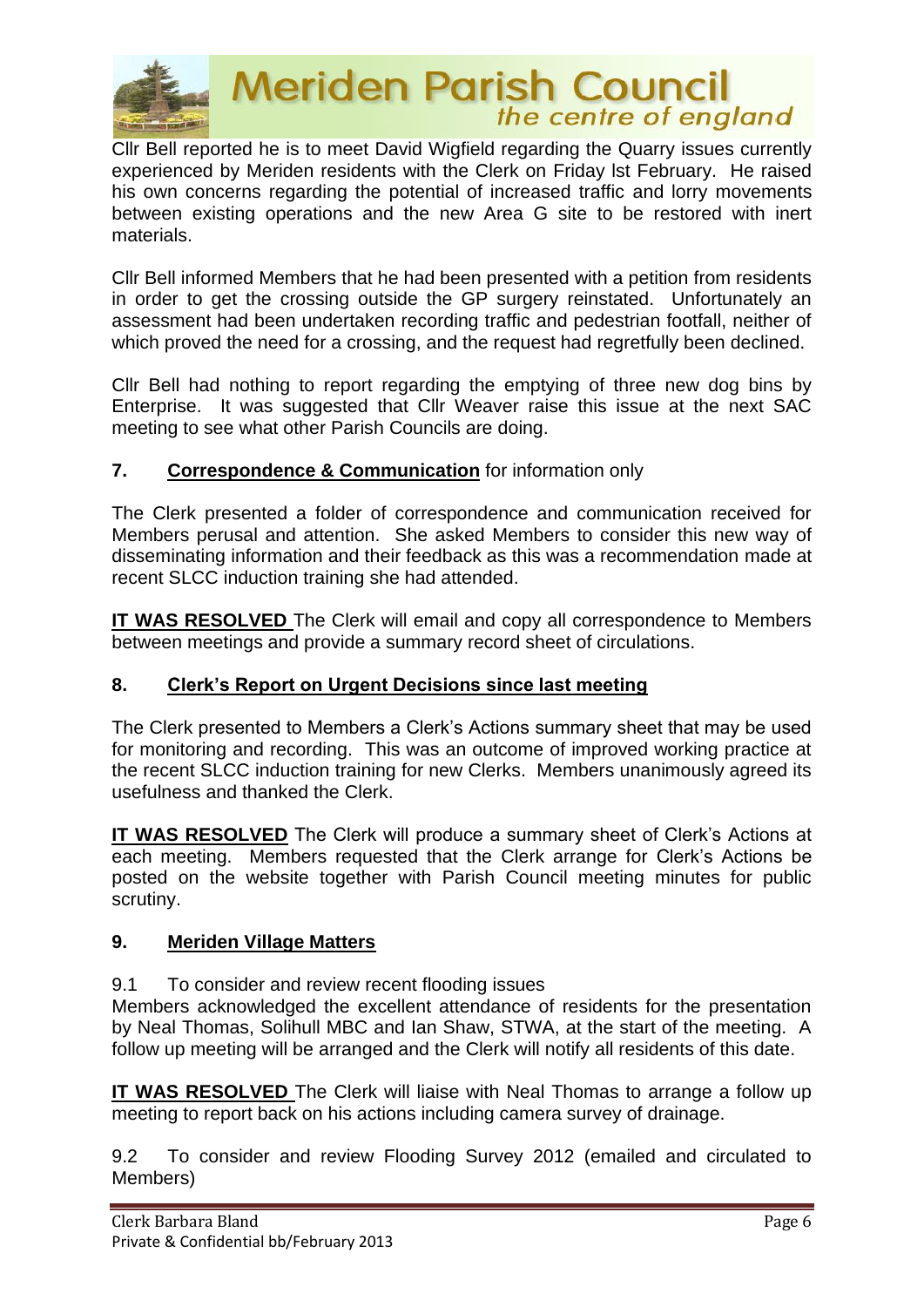Cllr Bell reported he is to meet David Wigfield regarding the Quarry issues currently experienced by Meriden residents with the Clerk on Friday lst February. He raised his own concerns regarding the potential of increased traffic and lorry movements between existing operations and the new Area G site to be restored with inert materials.

Cllr Bell informed Members that he had been presented with a petition from residents in order to get the crossing outside the GP surgery reinstated. Unfortunately an assessment had been undertaken recording traffic and pedestrian footfall, neither of which proved the need for a crossing, and the request had regretfully been declined.

Cllr Bell had nothing to report regarding the emptying of three new dog bins by Enterprise. It was suggested that Cllr Weaver raise this issue at the next SAC meeting to see what other Parish Councils are doing.

**7. Correspondence & Communication** for information only

The Clerk presented a folder of correspondence and communication received for Members perusal and attention. She asked Members to consider this new way of disseminating information and their feedback as this was a recommendation made at recent SLCC induction training she had attended.

**IT WAS RESOLVED** The Clerk will email and copy all correspondence to Members between meetings and provide a summary record sheet of circulations.

**8. Clerk's Report on Urgent Decisions since last meeting**

The Clerk presented to Members a Clerk's Actions summary sheet that may be used for monitoring and recording. This was an outcome of improved working practice at the recent SLCC induction training for new Clerks. Members unanimously agreed its usefulness and thanked the Clerk.

**IT WAS RESOLVED** The Clerk will produce a summary sheet of Clerk's Actions at each meeting. Members requested that the Clerk arrange for Clerk's Actions be posted on the website together with Parish Council meeting minutes for public scrutiny.

**9. Meriden Village Matters**

9.1 To consider and review recent flooding issues

Members acknowledged the excellent attendance of residents for the presentation by Neal Thomas, Solihull MBC and Ian Shaw, STWA, at the start of the meeting. A follow up meeting will be arranged and the Clerk will notify all residents of this date.

**IT WAS RESOLVED** The Clerk will liaise with Neal Thomas to arrange a follow up meeting to report back on his actions including camera survey of drainage.

9.2 To consider and review Flooding Survey 2012 (emailed and circulated to Members)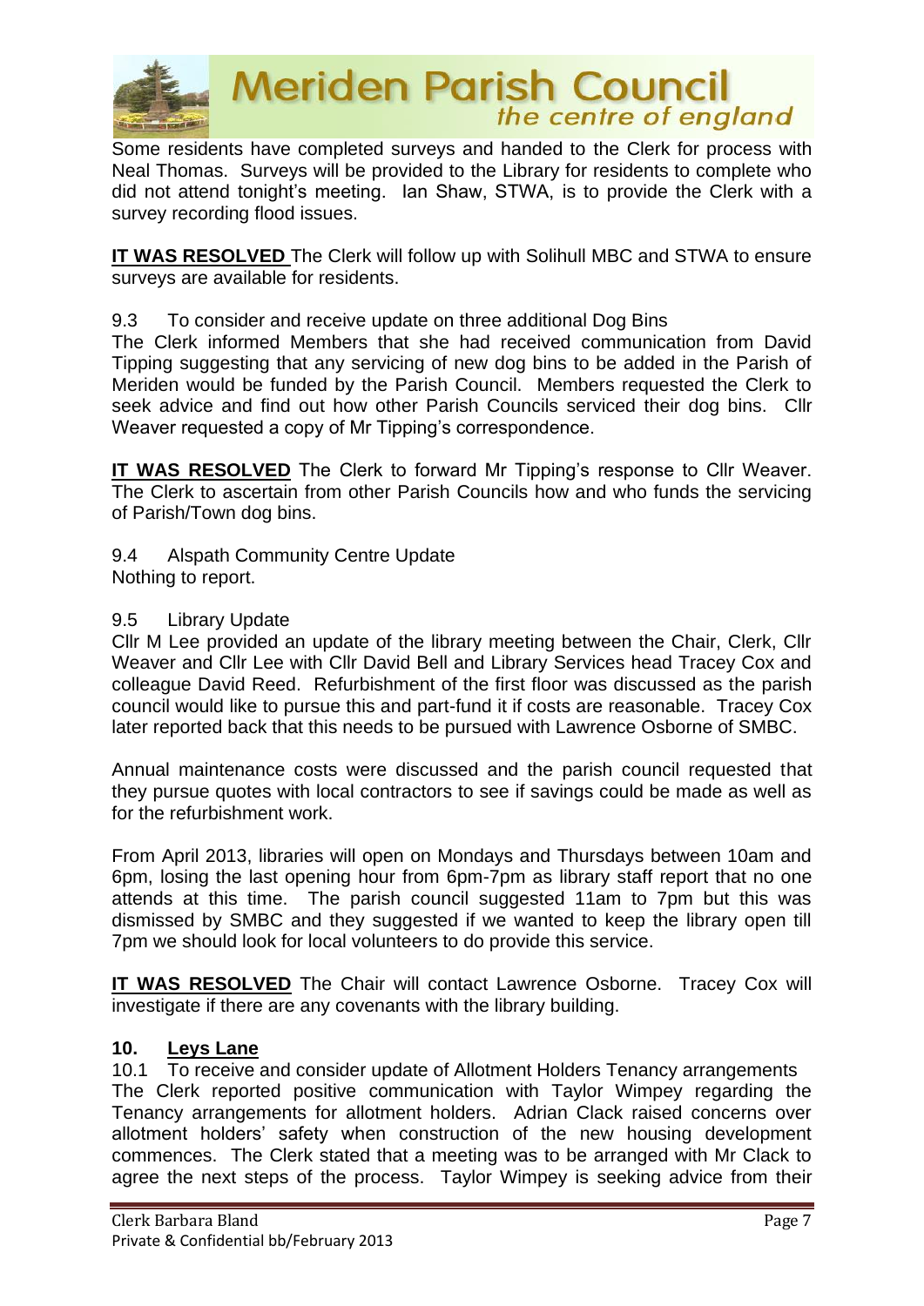Some residents have completed surveys and handed to the Clerk for process with Neal Thomas. Surveys will be provided to the Library for residents to complete who did not attend tonight's meeting. Ian Shaw, STWA, is to provide the Clerk with a survey recording flood issues.

**IT WAS RESOLVED** The Clerk will follow up with Solihull MBC and STWA to ensure surveys are available for residents.

9.3 To consider and receive update on three additional Dog Bins

The Clerk informed Members that she had received communication from David Tipping suggesting that any servicing of new dog bins to be added in the Parish of Meriden would be funded by the Parish Council. Members requested the Clerk to seek advice and find out how other Parish Councils serviced their dog bins. Cllr Weaver requested a copy of Mr Tipping's correspondence.

**IT WAS RESOLVED** The Clerk to forward Mr Tipping's response to Cllr Weaver. The Clerk to ascertain from other Parish Councils how and who funds the servicing of Parish/Town dog bins.

9.4 Alspath Community Centre Update

Nothing to report.

9.5 Library Update

Cllr M Lee provided an update of the library meeting between the Chair, Clerk, Cllr Weaver and Cllr Lee with Cllr David Bell and Library Services head Tracey Cox and colleague David Reed. Refurbishment of the first floor was discussed as the parish council would like to pursue this and part-fund it if costs are reasonable. Tracey Cox later reported back that this needs to be pursued with Lawrence Osborne of SMBC.

Annual maintenance costs were discussed and the parish council requested that they pursue quotes with local contractors to see if savings could be made as well as for the refurbishment work.

From April 2013, libraries will open on Mondays and Thursdays between 10am and 6pm, losing the last opening hour from 6pm-7pm as library staff report that no one attends at this time. The parish council suggested 11am to 7pm but this was dismissed by SMBC and they suggested if we wanted to keep the library open till 7pm we should look for local volunteers to do provide this service.

**IT WAS RESOLVED** The Chair will contact Lawrence Osborne. Tracey Cox will investigate if there are any covenants with the library building.

## 10. Leys Lane

10.1 To receive and consider update of Allotment Holders Tenancy arrangements

The Clerk reported positive communication with Taylor Wimpey regarding the Tenancy arrangements for allotment holders. Adrian Clack raised concerns over allotment holders' safety when construction of the new housing development commences. The Clerk stated that a meeting was to be arranged with Mr Clack to agree the next steps of the process. Taylor Wimpey is seeking advice from their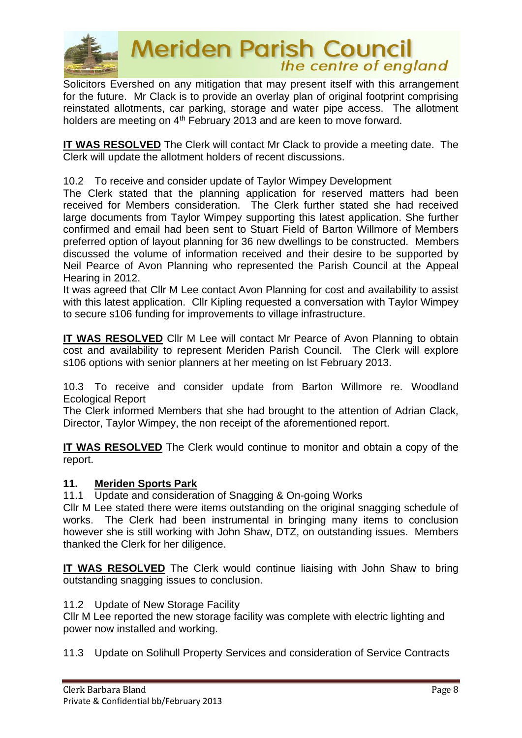Solicitors Evershed on any mitigation that may present itself with this arrangement for the future. Mr Clack is to provide an overlay plan of original footprint comprising reinstated allotments, car parking, storage and water pipe access. The allotment holders are meeting on 4th February 2013 and are keen to move forward.

**IT WAS RESOLVED** The Clerk will contact Mr Clack to provide a meeting date. The Clerk will update the allotment holders of recent discussions.

10.2 To receive and consider update of Taylor Wimpey Development

The Clerk stated that the planning application for reserved matters had been received for Members consideration. The Clerk further stated she had received large documents from Taylor Wimpey supporting this latest application. She further confirmed and email had been sent to Stuart Field of Barton Willmore of Members preferred option of layout planning for 36 new dwellings to be constructed. Members discussed the volume of information received and their desire to be supported by Neil Pearce of Avon Planning who represented the Parish Council at the Appeal Hearing in 2012.

It was agreed that Cllr M Lee contact Avon Planning for cost and availability to assist with this latest application. Cllr Kipling requested a conversation with Taylor Wimpey to secure s106 funding for improvements to village infrastructure.

**IT WAS RESOLVED** Cllr M Lee will contact Mr Pearce of Avon Planning to obtain cost and availability to represent Meriden Parish Council. The Clerk will explore s106 options with senior planners at her meeting on lst February 2013.

10.3 To receive and consider update from Barton Willmore re. Woodland Ecological Report

The Clerk informed Members that she had brought to the attention of Adrian Clack, Director, Taylor Wimpey, the non receipt of the aforementioned report.

**IT WAS RESOLVED** The Clerk would continue to monitor and obtain a copy of the report.

## 11. Meriden Sports Park

11.1 Update and consideration of Snagging & On-going Works

Cllr M Lee stated there were items outstanding on the original snagging schedule of works. The Clerk had been instrumental in bringing many items to conclusion however she is still working with John Shaw, DTZ, on outstanding issues. Members thanked the Clerk for her diligence.

**IT WAS RESOLVED** The Clerk would continue liaising with John Shaw to bring outstanding snagging issues to conclusion.

11.2 Update of New Storage Facility

Cllr M Lee reported the new storage facility was complete with electric lighting and power now installed and working.

11.3 Update on Solihull Property Services and consideration of Service Contracts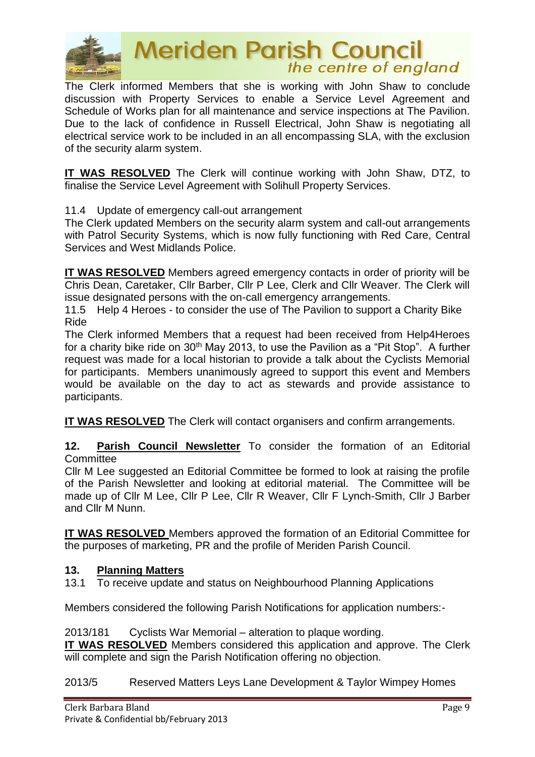The Clerk informed Members that she is working with John Shaw to conclude discussion with Property Services to enable a Service Level Agreement and Schedule of Works plan for all maintenance and service inspections at The Pavilion. Due to the lack of confidence in Russell Electrical, John Shaw is negotiating all electrical service work to be included in an all encompassing SLA, with the exclusion of the security alarm system.

**IT WAS RESOLVED** The Clerk will continue working with John Shaw, DTZ, to finalise the Service Level Agreement with Solihull Property Services.

11.4 Update of emergency call-out arrangement

The Clerk updated Members on the security alarm system and call-out arrangements with Patrol Security Systems, which is now fully functioning with Red Care, Central Services and West Midlands Police.

**IT WAS RESOLVED** Members agreed emergency contacts in order of priority will be Chris Dean, Caretaker, Cllr Barber, Cllr P Lee, Clerk and Cllr Weaver. The Clerk will issue designated persons with the on-call emergency arrangements.

11.5 Help 4 Heroes - to consider the use of The Pavilion to support a Charity Bike Ride

The Clerk informed Members that a request had been received from Help4Heroes for a charity bike ride on 30th May 2013, to use the Pavilion as a "Pit Stop". A further request was made for a local historian to provide a talk about the Cyclists Memorial for participants. Members unanimously agreed to support this event and Members would be available on the day to act as stewards and provide assistance to participants.

**IT WAS RESOLVED** The Clerk will contact organisers and confirm arrangements.

**12. Parish Council Newsletter** To consider the formation of an Editorial Committee

Cllr M Lee suggested an Editorial Committee be formed to look at raising the profile of the Parish Newsletter and looking at editorial material. The Committee will be made up of Cllr M Lee, Cllr P Lee, Cllr R Weaver, Cllr F Lynch-Smith, Cllr J Barber and Cllr M Nunn.

**IT WAS RESOLVED** Members approved the formation of an Editorial Committee for the purposes of marketing, PR and the profile of Meriden Parish Council.

## 13. Planning Matters

13.1 To receive update and status on Neighbourhood Planning Applications

Members considered the following Parish Notifications for application numbers:-

2013/181 Cyclists War Memorial – alteration to plaque wording.

**IT WAS RESOLVED** Members considered this application and approve. The Clerk will complete and sign the Parish Notification offering no objection.

2013/5 Reserved Matters Leys Lane Development & Taylor Wimpey Homes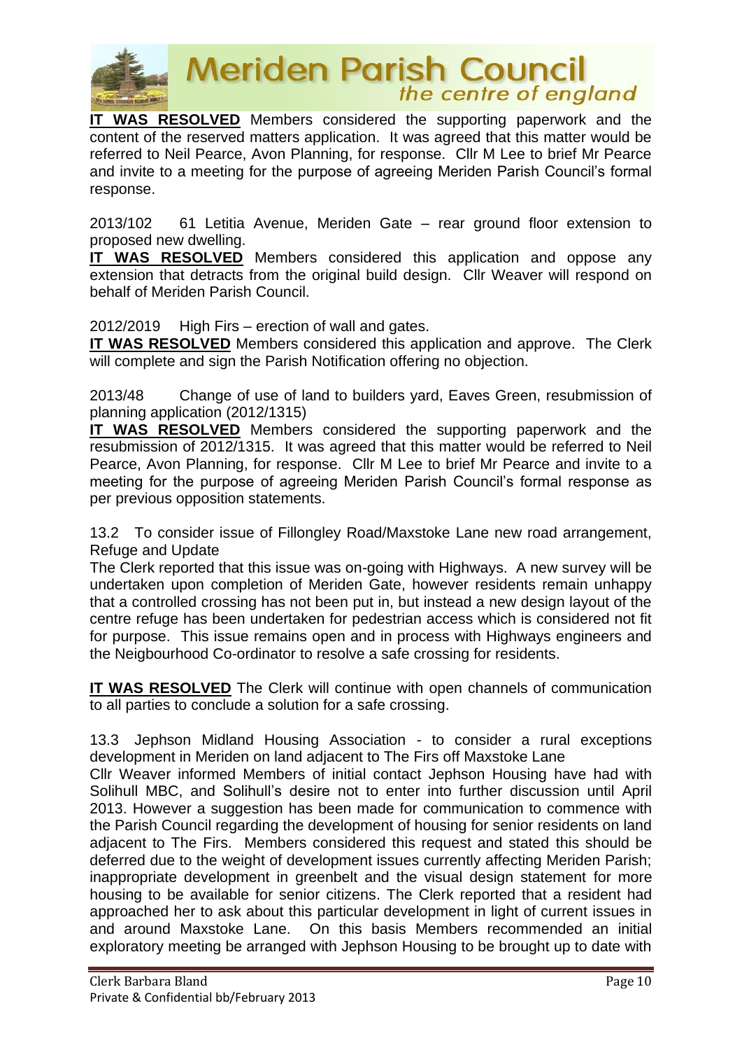**IT WAS RESOLVED** Members considered the supporting paperwork and the content of the reserved matters application. It was agreed that this matter would be referred to Neil Pearce, Avon Planning, for response. Cllr M Lee to brief Mr Pearce and invite to a meeting for the purpose of agreeing Meriden Parish Council's formal response.

2013/102 61 Letitia Avenue, Meriden Gate – rear ground floor extension to proposed new dwelling.

**IT WAS RESOLVED** Members considered this application and oppose any extension that detracts from the original build design. Cllr Weaver will respond on behalf of Meriden Parish Council.

2012/2019 High Firs – erection of wall and gates.

**IT WAS RESOLVED** Members considered this application and approve. The Clerk will complete and sign the Parish Notification offering no objection.

2013/48 Change of use of land to builders yard, Eaves Green, resubmission of planning application (2012/1315)

**IT WAS RESOLVED** Members considered the supporting paperwork and the resubmission of 2012/1315. It was agreed that this matter would be referred to Neil Pearce, Avon Planning, for response. Cllr M Lee to brief Mr Pearce and invite to a meeting for the purpose of agreeing Meriden Parish Council's formal response as per previous opposition statements.

13.2 To consider issue of Fillongley Road/Maxstoke Lane new road arrangement, Refuge and Update

The Clerk reported that this issue was on-going with Highways. A new survey will be undertaken upon completion of Meriden Gate, however residents remain unhappy that a controlled crossing has not been put in, but instead a new design layout of the centre refuge has been undertaken for pedestrian access which is considered not fit for purpose. This issue remains open and in process with Highways engineers and the Neigbourhood Co-ordinator to resolve a safe crossing for residents.

**IT WAS RESOLVED** The Clerk will continue with open channels of communication to all parties to conclude a solution for a safe crossing.

13.3 Jephson Midland Housing Association - to consider a rural exceptions development in Meriden on land adjacent to The Firs off Maxstoke Lane

Cllr Weaver informed Members of initial contact Jephson Housing have had with Solihull MBC, and Solihull's desire not to enter into further discussion until April 2013. However a suggestion has been made for communication to commence with the Parish Council regarding the development of housing for senior residents on land adjacent to The Firs. Members considered this request and stated this should be deferred due to the weight of development issues currently affecting Meriden Parish; inappropriate development in greenbelt and the visual design statement for more housing to be available for senior citizens. The Clerk reported that a resident had approached her to ask about this particular development in light of current issues in and around Maxstoke Lane. On this basis Members recommended an initial exploratory meeting be arranged with Jephson Housing to be brought up to date with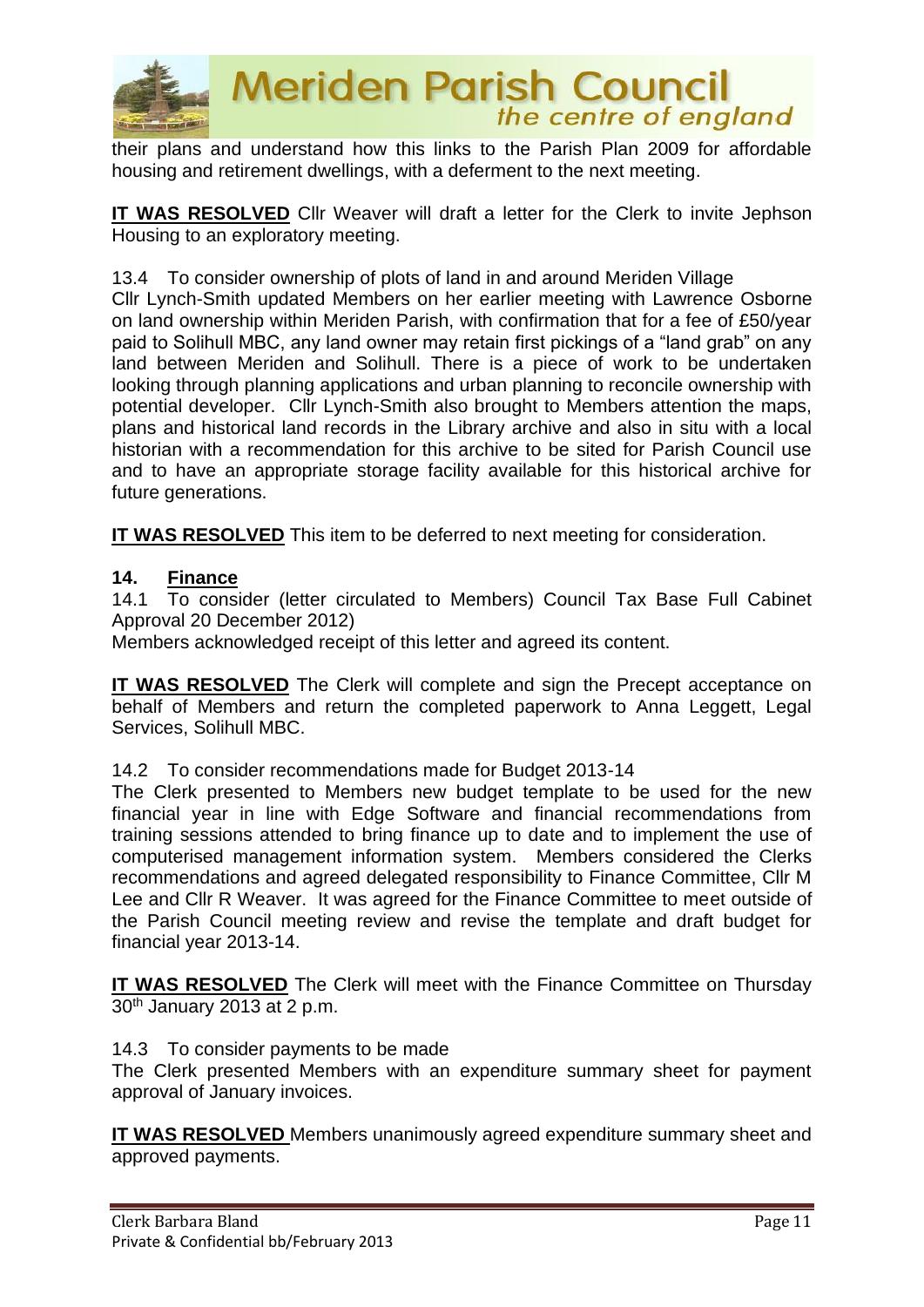their plans and understand how this links to the Parish Plan 2009 for affordable housing and retirement dwellings, with a deferment to the next meeting.

**IT WAS RESOLVED** Cllr Weaver will draft a letter for the Clerk to invite Jephson Housing to an exploratory meeting.

13.4 To consider ownership of plots of land in and around Meriden Village
Cllr Lynch-Smith updated Members on her earlier meeting with Lawrence Osborne on land ownership within Meriden Parish, with confirmation that for a fee of £50/year paid to Solihull MBC, any land owner may retain first pickings of a "land grab" on any land between Meriden and Solihull. There is a piece of work to be undertaken looking through planning applications and urban planning to reconcile ownership with potential developer. Cllr Lynch-Smith also brought to Members attention the maps, plans and historical land records in the Library archive and also in situ with a local historian with a recommendation for this archive to be sited for Parish Council use and to have an appropriate storage facility available for this historical archive for future generations.

**IT WAS RESOLVED** This item to be deferred to next meeting for consideration.

## 14. Finance

14.1 To consider (letter circulated to Members) Council Tax Base Full Cabinet Approval 20 December 2012)
Members acknowledged receipt of this letter and agreed its content.

**IT WAS RESOLVED** The Clerk will complete and sign the Precept acceptance on behalf of Members and return the completed paperwork to Anna Leggett, Legal Services, Solihull MBC.

14.2 To consider recommendations made for Budget 2013-14
The Clerk presented to Members new budget template to be used for the new financial year in line with Edge Software and financial recommendations from training sessions attended to bring finance up to date and to implement the use of computerised management information system. Members considered the Clerks recommendations and agreed delegated responsibility to Finance Committee, Cllr M Lee and Cllr R Weaver. It was agreed for the Finance Committee to meet outside of the Parish Council meeting review and revise the template and draft budget for financial year 2013-14.

**IT WAS RESOLVED** The Clerk will meet with the Finance Committee on Thursday 30th January 2013 at 2 p.m.

14.3 To consider payments to be made
The Clerk presented Members with an expenditure summary sheet for payment approval of January invoices.

**IT WAS RESOLVED** Members unanimously agreed expenditure summary sheet and approved payments.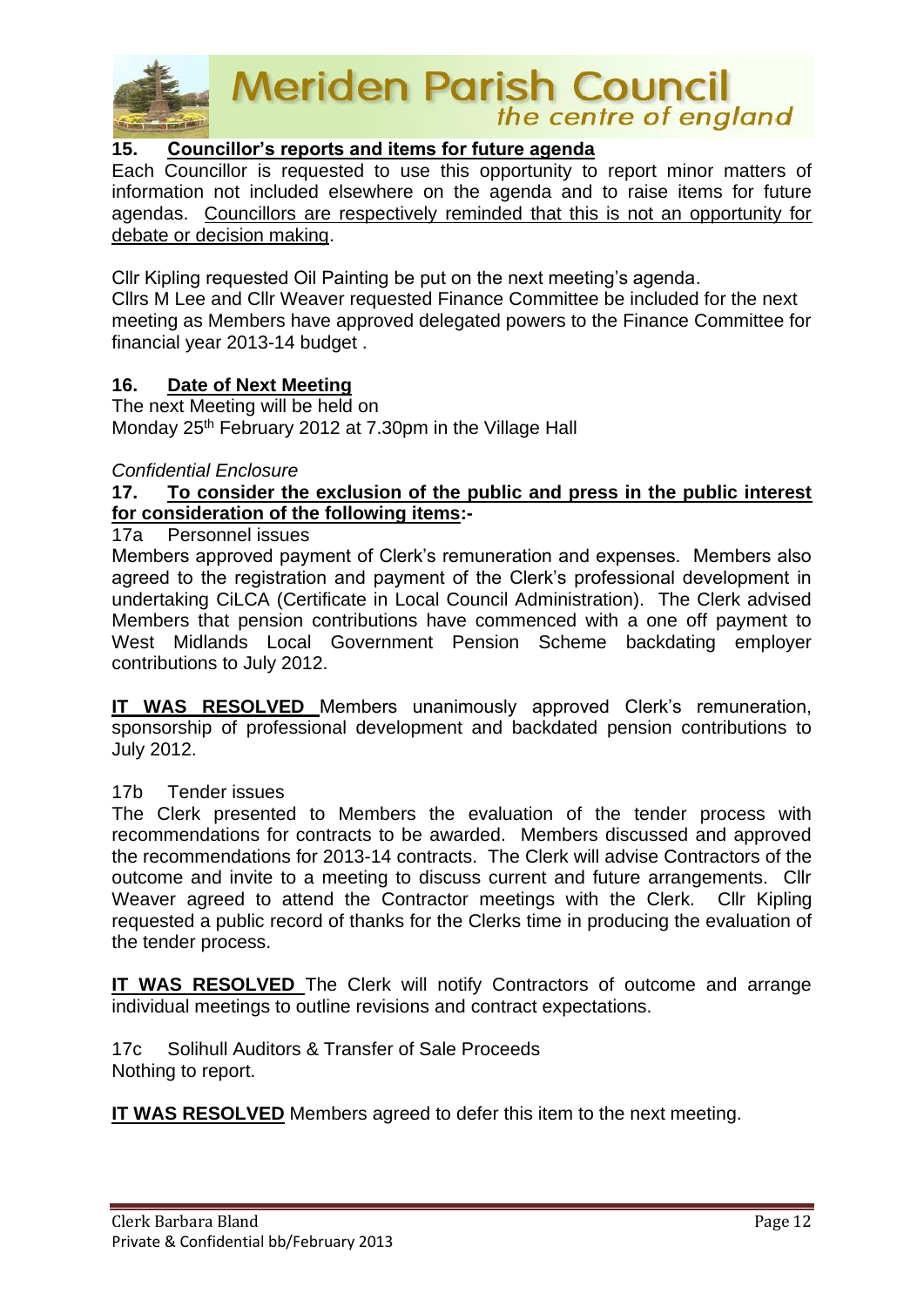## 15. Councillor's reports and items for future agenda

Each Councillor is requested to use this opportunity to report minor matters of information not included elsewhere on the agenda and to raise items for future agendas. <u>Councillors are respectively reminded that this is not an opportunity for debate or decision making</u>.

Cllr Kipling requested Oil Painting be put on the next meeting's agenda.
Cllrs M Lee and Cllr Weaver requested Finance Committee be included for the next meeting as Members have approved delegated powers to the Finance Committee for financial year 2013-14 budget .

## 16. Date of Next Meeting

The next Meeting will be held on
Monday 25th February 2012 at 7.30pm in the Village Hall

*Confidential Enclosure*

## 17. To consider the exclusion of the public and press in the public interest for consideration of the following items:-

17a Personnel issues

Members approved payment of Clerk's remuneration and expenses. Members also agreed to the registration and payment of the Clerk's professional development in undertaking CiLCA (Certificate in Local Council Administration). The Clerk advised Members that pension contributions have commenced with a one off payment to West Midlands Local Government Pension Scheme backdating employer contributions to July 2012.

**<u>IT WAS RESOLVED</u>** Members unanimously approved Clerk's remuneration, sponsorship of professional development and backdated pension contributions to July 2012.

17b Tender issues

The Clerk presented to Members the evaluation of the tender process with recommendations for contracts to be awarded. Members discussed and approved the recommendations for 2013-14 contracts. The Clerk will advise Contractors of the outcome and invite to a meeting to discuss current and future arrangements. Cllr Weaver agreed to attend the Contractor meetings with the Clerk. Cllr Kipling requested a public record of thanks for the Clerks time in producing the evaluation of the tender process.

**<u>IT WAS RESOLVED</u>** The Clerk will notify Contractors of outcome and arrange individual meetings to outline revisions and contract expectations.

17c Solihull Auditors & Transfer of Sale Proceeds

Nothing to report.

**<u>IT WAS RESOLVED</u>** Members agreed to defer this item to the next meeting.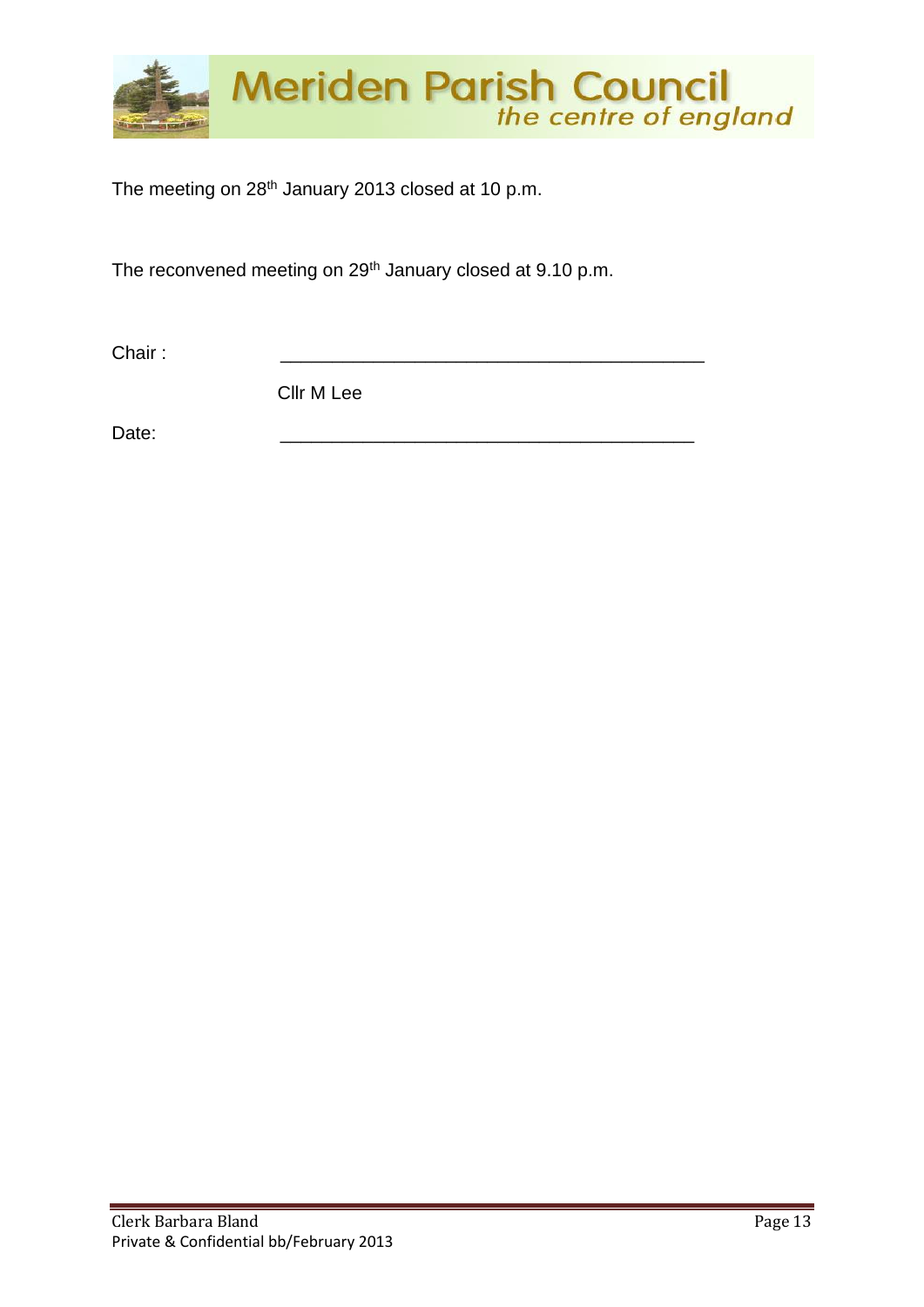The meeting on 28th January 2013 closed at 10 p.m.

The reconvened meeting on 29th January closed at 9.10 p.m.

Chair : \_\_\_\_\_\_\_\_\_\_\_\_\_\_\_\_\_\_\_\_\_\_\_\_\_\_\_\_\_\_\_\_\_\_\_\_\_\_\_\_

Cllr M Lee

Date: \_\_\_\_\_\_\_\_\_\_\_\_\_\_\_\_\_\_\_\_\_\_\_\_\_\_\_\_\_\_\_\_\_\_\_\_\_\_\_\_